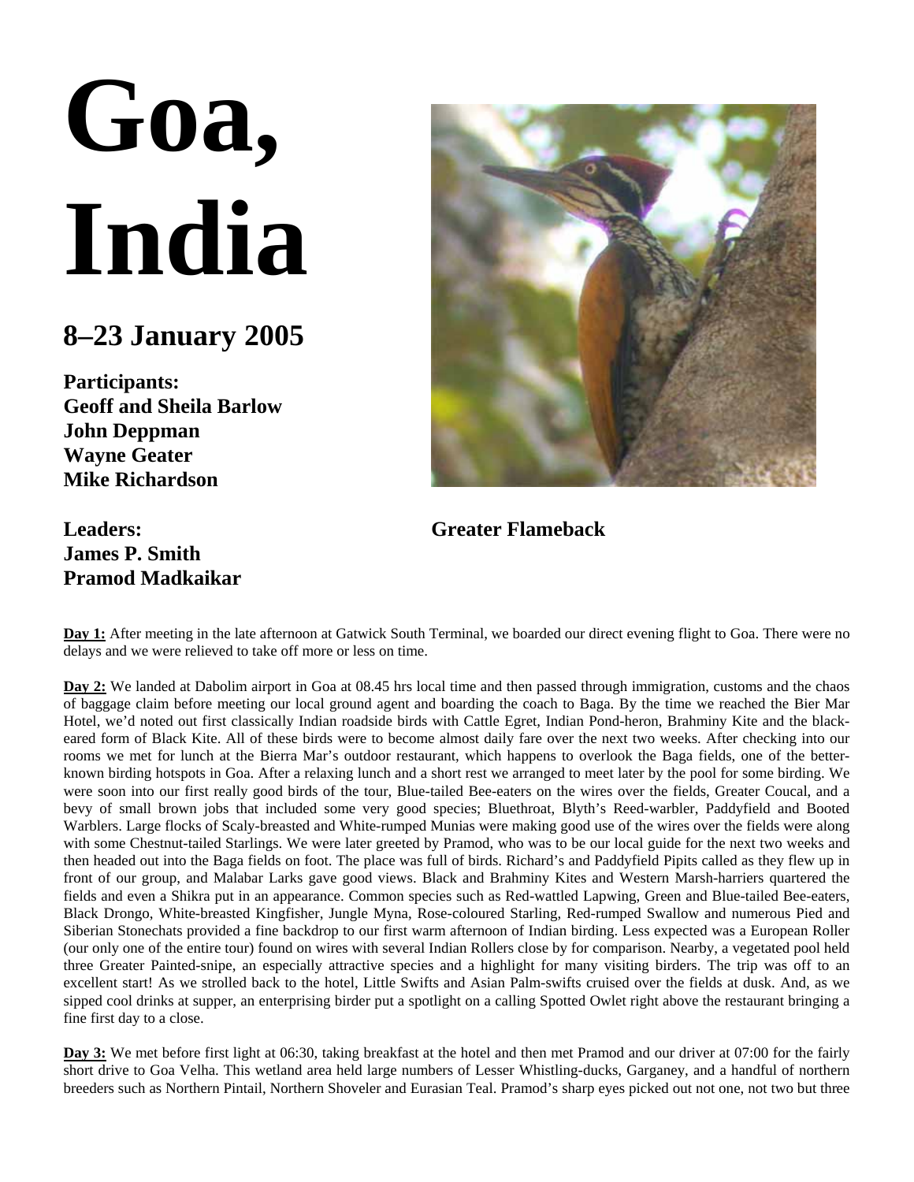# Goa, India

## 8–23 January 2005

**Participants:**
**Geoff and Sheila Barlow**
**John Deppman**
**Wayne Geater**
**Mike Richardson**

**Leaders:**
**James P. Smith**
**Pramod Madkaikar**

**Greater Flameback**

**Day 1:** After meeting in the late afternoon at Gatwick South Terminal, we boarded our direct evening flight to Goa. There were no delays and we were relieved to take off more or less on time.

**Day 2:** We landed at Dabolim airport in Goa at 08.45 hrs local time and then passed through immigration, customs and the chaos of baggage claim before meeting our local ground agent and boarding the coach to Baga. By the time we reached the Bier Mar Hotel, we'd noted out first classically Indian roadside birds with Cattle Egret, Indian Pond-heron, Brahminy Kite and the black-eared form of Black Kite. All of these birds were to become almost daily fare over the next two weeks. After checking into our rooms we met for lunch at the Bierra Mar's outdoor restaurant, which happens to overlook the Baga fields, one of the better-known birding hotspots in Goa. After a relaxing lunch and a short rest we arranged to meet later by the pool for some birding. We were soon into our first really good birds of the tour, Blue-tailed Bee-eaters on the wires over the fields, Greater Coucal, and a bevy of small brown jobs that included some very good species; Bluethroat, Blyth's Reed-warbler, Paddyfield and Booted Warblers. Large flocks of Scaly-breasted and White-rumped Munias were making good use of the wires over the fields were along with some Chestnut-tailed Starlings. We were later greeted by Pramod, who was to be our local guide for the next two weeks and then headed out into the Baga fields on foot. The place was full of birds. Richard's and Paddyfield Pipits called as they flew up in front of our group, and Malabar Larks gave good views. Black and Brahminy Kites and Western Marsh-harriers quartered the fields and even a Shikra put in an appearance. Common species such as Red-wattled Lapwing, Green and Blue-tailed Bee-eaters, Black Drongo, White-breasted Kingfisher, Jungle Myna, Rose-coloured Starling, Red-rumped Swallow and numerous Pied and Siberian Stonechats provided a fine backdrop to our first warm afternoon of Indian birding. Less expected was a European Roller (our only one of the entire tour) found on wires with several Indian Rollers close by for comparison. Nearby, a vegetated pool held three Greater Painted-snipe, an especially attractive species and a highlight for many visiting birders. The trip was off to an excellent start! As we strolled back to the hotel, Little Swifts and Asian Palm-swifts cruised over the fields at dusk. And, as we sipped cool drinks at supper, an enterprising birder put a spotlight on a calling Spotted Owlet right above the restaurant bringing a fine first day to a close.

**Day 3:** We met before first light at 06:30, taking breakfast at the hotel and then met Pramod and our driver at 07:00 for the fairly short drive to Goa Velha. This wetland area held large numbers of Lesser Whistling-ducks, Garganey, and a handful of northern breeders such as Northern Pintail, Northern Shoveler and Eurasian Teal. Pramod's sharp eyes picked out not one, not two but three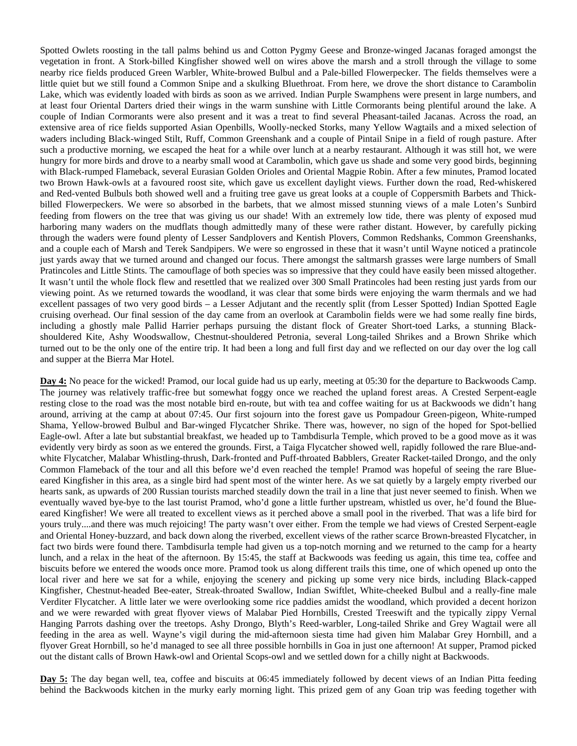Spotted Owlets roosting in the tall palms behind us and Cotton Pygmy Geese and Bronze-winged Jacanas foraged amongst the vegetation in front. A Stork-billed Kingfisher showed well on wires above the marsh and a stroll through the village to some nearby rice fields produced Green Warbler, White-browed Bulbul and a Pale-billed Flowerpecker. The fields themselves were a little quiet but we still found a Common Snipe and a skulking Bluethroat. From here, we drove the short distance to Carambolin Lake, which was evidently loaded with birds as soon as we arrived. Indian Purple Swamphens were present in large numbers, and at least four Oriental Darters dried their wings in the warm sunshine with Little Cormorants being plentiful around the lake. A couple of Indian Cormorants were also present and it was a treat to find several Pheasant-tailed Jacanas. Across the road, an extensive area of rice fields supported Asian Openbills, Woolly-necked Storks, many Yellow Wagtails and a mixed selection of waders including Black-winged Stilt, Ruff, Common Greenshank and a couple of Pintail Snipe in a field of rough pasture. After such a productive morning, we escaped the heat for a while over lunch at a nearby restaurant. Although it was still hot, we were hungry for more birds and drove to a nearby small wood at Carambolin, which gave us shade and some very good birds, beginning with Black-rumped Flameback, several Eurasian Golden Orioles and Oriental Magpie Robin. After a few minutes, Pramod located two Brown Hawk-owls at a favoured roost site, which gave us excellent daylight views. Further down the road, Red-whiskered and Red-vented Bulbuls both showed well and a fruiting tree gave us great looks at a couple of Coppersmith Barbets and Thick-billed Flowerpeckers. We were so absorbed in the barbets, that we almost missed stunning views of a male Loten's Sunbird feeding from flowers on the tree that was giving us our shade! With an extremely low tide, there was plenty of exposed mud harboring many waders on the mudflats though admittedly many of these were rather distant. However, by carefully picking through the waders were found plenty of Lesser Sandplovers and Kentish Plovers, Common Redshanks, Common Greenshanks, and a couple each of Marsh and Terek Sandpipers. We were so engrossed in these that it wasn't until Wayne noticed a pratincole just yards away that we turned around and changed our focus. There amongst the saltmarsh grasses were large numbers of Small Pratincoles and Little Stints. The camouflage of both species was so impressive that they could have easily been missed altogether. It wasn't until the whole flock flew and resettled that we realized over 300 Small Pratincoles had been resting just yards from our viewing point. As we returned towards the woodland, it was clear that some birds were enjoying the warm thermals and we had excellent passages of two very good birds – a Lesser Adjutant and the recently split (from Lesser Spotted) Indian Spotted Eagle cruising overhead. Our final session of the day came from an overlook at Carambolin fields were we had some really fine birds, including a ghostly male Pallid Harrier perhaps pursuing the distant flock of Greater Short-toed Larks, a stunning Black-shouldered Kite, Ashy Woodswallow, Chestnut-shouldered Petronia, several Long-tailed Shrikes and a Brown Shrike which turned out to be the only one of the entire trip. It had been a long and full first day and we reflected on our day over the log call and supper at the Bierra Mar Hotel.

**Day 4:** No peace for the wicked! Pramod, our local guide had us up early, meeting at 05:30 for the departure to Backwoods Camp. The journey was relatively traffic-free but somewhat foggy once we reached the upland forest areas. A Crested Serpent-eagle resting close to the road was the most notable bird en-route, but with tea and coffee waiting for us at Backwoods we didn't hang around, arriving at the camp at about 07:45. Our first sojourn into the forest gave us Pompadour Green-pigeon, White-rumped Shama, Yellow-browed Bulbul and Bar-winged Flycatcher Shrike. There was, however, no sign of the hoped for Spot-bellied Eagle-owl. After a late but substantial breakfast, we headed up to Tambdisurla Temple, which proved to be a good move as it was evidently very birdy as soon as we entered the grounds. First, a Taiga Flycatcher showed well, rapidly followed the rare Blue-and-white Flycatcher, Malabar Whistling-thrush, Dark-fronted and Puff-throated Babblers, Greater Racket-tailed Drongo, and the only Common Flameback of the tour and all this before we'd even reached the temple! Pramod was hopeful of seeing the rare Blue-eared Kingfisher in this area, as a single bird had spent most of the winter here. As we sat quietly by a largely empty riverbed our hearts sank, as upwards of 200 Russian tourists marched steadily down the trail in a line that just never seemed to finish. When we eventually waved bye-bye to the last tourist Pramod, who'd gone a little further upstream, whistled us over, he'd found the Blue-eared Kingfisher! We were all treated to excellent views as it perched above a small pool in the riverbed. That was a life bird for yours truly....and there was much rejoicing! The party wasn't over either. From the temple we had views of Crested Serpent-eagle and Oriental Honey-buzzard, and back down along the riverbed, excellent views of the rather scarce Brown-breasted Flycatcher, in fact two birds were found there. Tambdisurla temple had given us a top-notch morning and we returned to the camp for a hearty lunch, and a relax in the heat of the afternoon. By 15:45, the staff at Backwoods was feeding us again, this time tea, coffee and biscuits before we entered the woods once more. Pramod took us along different trails this time, one of which opened up onto the local river and here we sat for a while, enjoying the scenery and picking up some very nice birds, including Black-capped Kingfisher, Chestnut-headed Bee-eater, Streak-throated Swallow, Indian Swiftlet, White-cheeked Bulbul and a really-fine male Verditer Flycatcher. A little later we were overlooking some rice paddies amidst the woodland, which provided a decent horizon and we were rewarded with great flyover views of Malabar Pied Hornbills, Crested Treeswift and the typically zippy Vernal Hanging Parrots dashing over the treetops. Ashy Drongo, Blyth's Reed-warbler, Long-tailed Shrike and Grey Wagtail were all feeding in the area as well. Wayne's vigil during the mid-afternoon siesta time had given him Malabar Grey Hornbill, and a flyover Great Hornbill, so he'd managed to see all three possible hornbills in Goa in just one afternoon! At supper, Pramod picked out the distant calls of Brown Hawk-owl and Oriental Scops-owl and we settled down for a chilly night at Backwoods.

**Day 5:** The day began well, tea, coffee and biscuits at 06:45 immediately followed by decent views of an Indian Pitta feeding behind the Backwoods kitchen in the murky early morning light. This prized gem of any Goan trip was feeding together with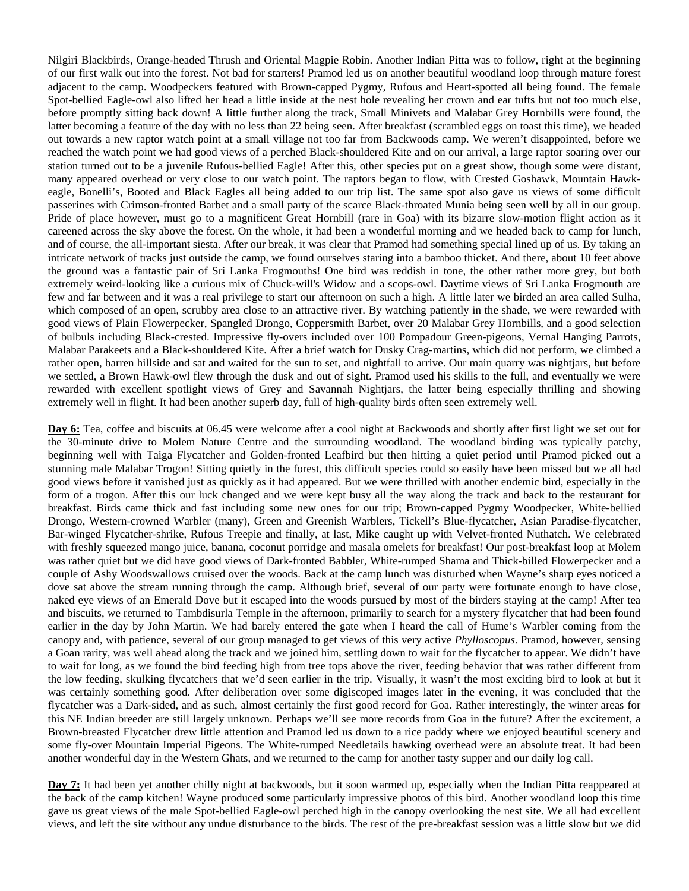Nilgiri Blackbirds, Orange-headed Thrush and Oriental Magpie Robin. Another Indian Pitta was to follow, right at the beginning of our first walk out into the forest. Not bad for starters! Pramod led us on another beautiful woodland loop through mature forest adjacent to the camp. Woodpeckers featured with Brown-capped Pygmy, Rufous and Heart-spotted all being found. The female Spot-bellied Eagle-owl also lifted her head a little inside at the nest hole revealing her crown and ear tufts but not too much else, before promptly sitting back down! A little further along the track, Small Minivets and Malabar Grey Hornbills were found, the latter becoming a feature of the day with no less than 22 being seen. After breakfast (scrambled eggs on toast this time), we headed out towards a new raptor watch point at a small village not too far from Backwoods camp. We weren't disappointed, before we reached the watch point we had good views of a perched Black-shouldered Kite and on our arrival, a large raptor soaring over our station turned out to be a juvenile Rufous-bellied Eagle! After this, other species put on a great show, though some were distant, many appeared overhead or very close to our watch point. The raptors began to flow, with Crested Goshawk, Mountain Hawk-eagle, Bonelli's, Booted and Black Eagles all being added to our trip list. The same spot also gave us views of some difficult passerines with Crimson-fronted Barbet and a small party of the scarce Black-throated Munia being seen well by all in our group. Pride of place however, must go to a magnificent Great Hornbill (rare in Goa) with its bizarre slow-motion flight action as it careened across the sky above the forest. On the whole, it had been a wonderful morning and we headed back to camp for lunch, and of course, the all-important siesta. After our break, it was clear that Pramod had something special lined up of us. By taking an intricate network of tracks just outside the camp, we found ourselves staring into a bamboo thicket. And there, about 10 feet above the ground was a fantastic pair of Sri Lanka Frogmouths! One bird was reddish in tone, the other rather more grey, but both extremely weird-looking like a curious mix of Chuck-will's Widow and a scops-owl. Daytime views of Sri Lanka Frogmouth are few and far between and it was a real privilege to start our afternoon on such a high. A little later we birded an area called Sulha, which composed of an open, scrubby area close to an attractive river. By watching patiently in the shade, we were rewarded with good views of Plain Flowerpecker, Spangled Drongo, Coppersmith Barbet, over 20 Malabar Grey Hornbills, and a good selection of bulbuls including Black-crested. Impressive fly-overs included over 100 Pompadour Green-pigeons, Vernal Hanging Parrots, Malabar Parakeets and a Black-shouldered Kite. After a brief watch for Dusky Crag-martins, which did not perform, we climbed a rather open, barren hillside and sat and waited for the sun to set, and nightfall to arrive. Our main quarry was nightjars, but before we settled, a Brown Hawk-owl flew through the dusk and out of sight. Pramod used his skills to the full, and eventually we were rewarded with excellent spotlight views of Grey and Savannah Nightjars, the latter being especially thrilling and showing extremely well in flight. It had been another superb day, full of high-quality birds often seen extremely well.

**Day 6:** Tea, coffee and biscuits at 06.45 were welcome after a cool night at Backwoods and shortly after first light we set out for the 30-minute drive to Molem Nature Centre and the surrounding woodland. The woodland birding was typically patchy, beginning well with Taiga Flycatcher and Golden-fronted Leafbird but then hitting a quiet period until Pramod picked out a stunning male Malabar Trogon! Sitting quietly in the forest, this difficult species could so easily have been missed but we all had good views before it vanished just as quickly as it had appeared. But we were thrilled with another endemic bird, especially in the form of a trogon. After this our luck changed and we were kept busy all the way along the track and back to the restaurant for breakfast. Birds came thick and fast including some new ones for our trip; Brown-capped Pygmy Woodpecker, White-bellied Drongo, Western-crowned Warbler (many), Green and Greenish Warblers, Tickell's Blue-flycatcher, Asian Paradise-flycatcher, Bar-winged Flycatcher-shrike, Rufous Treepie and finally, at last, Mike caught up with Velvet-fronted Nuthatch. We celebrated with freshly squeezed mango juice, banana, coconut porridge and masala omelets for breakfast! Our post-breakfast loop at Molem was rather quiet but we did have good views of Dark-fronted Babbler, White-rumped Shama and Thick-billed Flowerpecker and a couple of Ashy Woodswallows cruised over the woods. Back at the camp lunch was disturbed when Wayne's sharp eyes noticed a dove sat above the stream running through the camp. Although brief, several of our party were fortunate enough to have close, naked eye views of an Emerald Dove but it escaped into the woods pursued by most of the birders staying at the camp! After tea and biscuits, we returned to Tambdisurla Temple in the afternoon, primarily to search for a mystery flycatcher that had been found earlier in the day by John Martin. We had barely entered the gate when I heard the call of Hume's Warbler coming from the canopy and, with patience, several of our group managed to get views of this very active *Phylloscopus*. Pramod, however, sensing a Goan rarity, was well ahead along the track and we joined him, settling down to wait for the flycatcher to appear. We didn't have to wait for long, as we found the bird feeding high from tree tops above the river, feeding behavior that was rather different from the low feeding, skulking flycatchers that we'd seen earlier in the trip. Visually, it wasn't the most exciting bird to look at but it was certainly something good. After deliberation over some digiscoped images later in the evening, it was concluded that the flycatcher was a Dark-sided, and as such, almost certainly the first good record for Goa. Rather interestingly, the winter areas for this NE Indian breeder are still largely unknown. Perhaps we'll see more records from Goa in the future? After the excitement, a Brown-breasted Flycatcher drew little attention and Pramod led us down to a rice paddy where we enjoyed beautiful scenery and some fly-over Mountain Imperial Pigeons. The White-rumped Needletails hawking overhead were an absolute treat. It had been another wonderful day in the Western Ghats, and we returned to the camp for another tasty supper and our daily log call.

**Day 7:** It had been yet another chilly night at backwoods, but it soon warmed up, especially when the Indian Pitta reappeared at the back of the camp kitchen! Wayne produced some particularly impressive photos of this bird. Another woodland loop this time gave us great views of the male Spot-bellied Eagle-owl perched high in the canopy overlooking the nest site. We all had excellent views, and left the site without any undue disturbance to the birds. The rest of the pre-breakfast session was a little slow but we did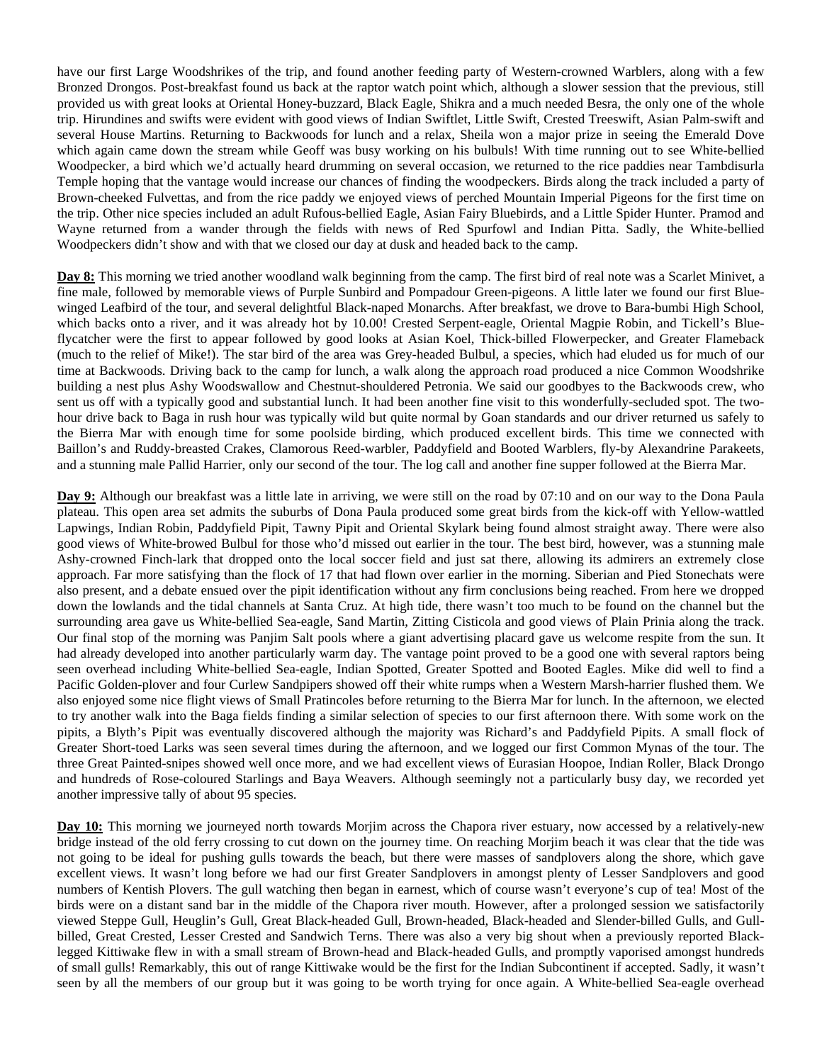have our first Large Woodshrikes of the trip, and found another feeding party of Western-crowned Warblers, along with a few Bronzed Drongos. Post-breakfast found us back at the raptor watch point which, although a slower session that the previous, still provided us with great looks at Oriental Honey-buzzard, Black Eagle, Shikra and a much needed Besra, the only one of the whole trip. Hirundines and swifts were evident with good views of Indian Swiftlet, Little Swift, Crested Treeswift, Asian Palm-swift and several House Martins. Returning to Backwoods for lunch and a relax, Sheila won a major prize in seeing the Emerald Dove which again came down the stream while Geoff was busy working on his bulbuls! With time running out to see White-bellied Woodpecker, a bird which we'd actually heard drumming on several occasion, we returned to the rice paddies near Tambdisurla Temple hoping that the vantage would increase our chances of finding the woodpeckers. Birds along the track included a party of Brown-cheeked Fulvettas, and from the rice paddy we enjoyed views of perched Mountain Imperial Pigeons for the first time on the trip. Other nice species included an adult Rufous-bellied Eagle, Asian Fairy Bluebirds, and a Little Spider Hunter. Pramod and Wayne returned from a wander through the fields with news of Red Spurfowl and Indian Pitta. Sadly, the White-bellied Woodpeckers didn't show and with that we closed our day at dusk and headed back to the camp.

**Day 8:** This morning we tried another woodland walk beginning from the camp. The first bird of real note was a Scarlet Minivet, a fine male, followed by memorable views of Purple Sunbird and Pompadour Green-pigeons. A little later we found our first Blue-winged Leafbird of the tour, and several delightful Black-naped Monarchs. After breakfast, we drove to Bara-bumbi High School, which backs onto a river, and it was already hot by 10.00! Crested Serpent-eagle, Oriental Magpie Robin, and Tickell's Blue-flycatcher were the first to appear followed by good looks at Asian Koel, Thick-billed Flowerpecker, and Greater Flameback (much to the relief of Mike!). The star bird of the area was Grey-headed Bulbul, a species, which had eluded us for much of our time at Backwoods. Driving back to the camp for lunch, a walk along the approach road produced a nice Common Woodshrike building a nest plus Ashy Woodswallow and Chestnut-shouldered Petronia. We said our goodbyes to the Backwoods crew, who sent us off with a typically good and substantial lunch. It had been another fine visit to this wonderfully-secluded spot. The two-hour drive back to Baga in rush hour was typically wild but quite normal by Goan standards and our driver returned us safely to the Bierra Mar with enough time for some poolside birding, which produced excellent birds. This time we connected with Baillon's and Ruddy-breasted Crakes, Clamorous Reed-warbler, Paddyfield and Booted Warblers, fly-by Alexandrine Parakeets, and a stunning male Pallid Harrier, only our second of the tour. The log call and another fine supper followed at the Bierra Mar.

**Day 9:** Although our breakfast was a little late in arriving, we were still on the road by 07:10 and on our way to the Dona Paula plateau. This open area set admits the suburbs of Dona Paula produced some great birds from the kick-off with Yellow-wattled Lapwings, Indian Robin, Paddyfield Pipit, Tawny Pipit and Oriental Skylark being found almost straight away. There were also good views of White-browed Bulbul for those who'd missed out earlier in the tour. The best bird, however, was a stunning male Ashy-crowned Finch-lark that dropped onto the local soccer field and just sat there, allowing its admirers an extremely close approach. Far more satisfying than the flock of 17 that had flown over earlier in the morning. Siberian and Pied Stonechats were also present, and a debate ensued over the pipit identification without any firm conclusions being reached. From here we dropped down the lowlands and the tidal channels at Santa Cruz. At high tide, there wasn't too much to be found on the channel but the surrounding area gave us White-bellied Sea-eagle, Sand Martin, Zitting Cisticola and good views of Plain Prinia along the track. Our final stop of the morning was Panjim Salt pools where a giant advertising placard gave us welcome respite from the sun. It had already developed into another particularly warm day. The vantage point proved to be a good one with several raptors being seen overhead including White-bellied Sea-eagle, Indian Spotted, Greater Spotted and Booted Eagles. Mike did well to find a Pacific Golden-plover and four Curlew Sandpipers showed off their white rumps when a Western Marsh-harrier flushed them. We also enjoyed some nice flight views of Small Pratincoles before returning to the Bierra Mar for lunch. In the afternoon, we elected to try another walk into the Baga fields finding a similar selection of species to our first afternoon there. With some work on the pipits, a Blyth's Pipit was eventually discovered although the majority was Richard's and Paddyfield Pipits. A small flock of Greater Short-toed Larks was seen several times during the afternoon, and we logged our first Common Mynas of the tour. The three Great Painted-snipes showed well once more, and we had excellent views of Eurasian Hoopoe, Indian Roller, Black Drongo and hundreds of Rose-coloured Starlings and Baya Weavers. Although seemingly not a particularly busy day, we recorded yet another impressive tally of about 95 species.

**Day 10:** This morning we journeyed north towards Morjim across the Chapora river estuary, now accessed by a relatively-new bridge instead of the old ferry crossing to cut down on the journey time. On reaching Morjim beach it was clear that the tide was not going to be ideal for pushing gulls towards the beach, but there were masses of sandplovers along the shore, which gave excellent views. It wasn't long before we had our first Greater Sandplovers in amongst plenty of Lesser Sandplovers and good numbers of Kentish Plovers. The gull watching then began in earnest, which of course wasn't everyone's cup of tea! Most of the birds were on a distant sand bar in the middle of the Chapora river mouth. However, after a prolonged session we satisfactorily viewed Steppe Gull, Heuglin's Gull, Great Black-headed Gull, Brown-headed, Black-headed and Slender-billed Gulls, and Gull-billed, Great Crested, Lesser Crested and Sandwich Terns. There was also a very big shout when a previously reported Black-legged Kittiwake flew in with a small stream of Brown-head and Black-headed Gulls, and promptly vaporised amongst hundreds of small gulls! Remarkably, this out of range Kittiwake would be the first for the Indian Subcontinent if accepted. Sadly, it wasn't seen by all the members of our group but it was going to be worth trying for once again. A White-bellied Sea-eagle overhead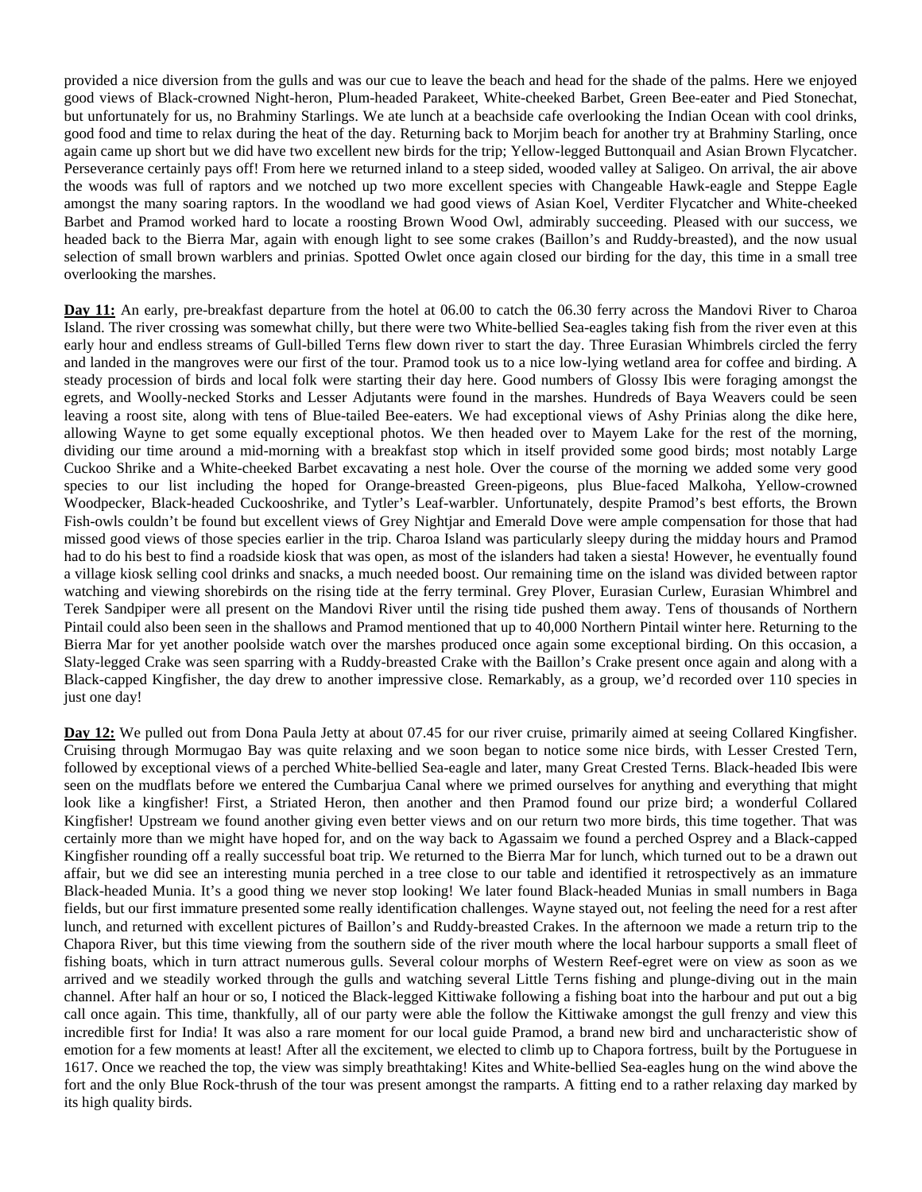provided a nice diversion from the gulls and was our cue to leave the beach and head for the shade of the palms. Here we enjoyed good views of Black-crowned Night-heron, Plum-headed Parakeet, White-cheeked Barbet, Green Bee-eater and Pied Stonechat, but unfortunately for us, no Brahminy Starlings. We ate lunch at a beachside cafe overlooking the Indian Ocean with cool drinks, good food and time to relax during the heat of the day. Returning back to Morjim beach for another try at Brahminy Starling, once again came up short but we did have two excellent new birds for the trip; Yellow-legged Buttonquail and Asian Brown Flycatcher. Perseverance certainly pays off! From here we returned inland to a steep sided, wooded valley at Saligeo. On arrival, the air above the woods was full of raptors and we notched up two more excellent species with Changeable Hawk-eagle and Steppe Eagle amongst the many soaring raptors. In the woodland we had good views of Asian Koel, Verditer Flycatcher and White-cheeked Barbet and Pramod worked hard to locate a roosting Brown Wood Owl, admirably succeeding. Pleased with our success, we headed back to the Bierra Mar, again with enough light to see some crakes (Baillon's and Ruddy-breasted), and the now usual selection of small brown warblers and prinias. Spotted Owlet once again closed our birding for the day, this time in a small tree overlooking the marshes.

**Day 11:** An early, pre-breakfast departure from the hotel at 06.00 to catch the 06.30 ferry across the Mandovi River to Charoa Island. The river crossing was somewhat chilly, but there were two White-bellied Sea-eagles taking fish from the river even at this early hour and endless streams of Gull-billed Terns flew down river to start the day. Three Eurasian Whimbrels circled the ferry and landed in the mangroves were our first of the tour. Pramod took us to a nice low-lying wetland area for coffee and birding. A steady procession of birds and local folk were starting their day here. Good numbers of Glossy Ibis were foraging amongst the egrets, and Woolly-necked Storks and Lesser Adjutants were found in the marshes. Hundreds of Baya Weavers could be seen leaving a roost site, along with tens of Blue-tailed Bee-eaters. We had exceptional views of Ashy Prinias along the dike here, allowing Wayne to get some equally exceptional photos. We then headed over to Mayem Lake for the rest of the morning, dividing our time around a mid-morning with a breakfast stop which in itself provided some good birds; most notably Large Cuckoo Shrike and a White-cheeked Barbet excavating a nest hole. Over the course of the morning we added some very good species to our list including the hoped for Orange-breasted Green-pigeons, plus Blue-faced Malkoha, Yellow-crowned Woodpecker, Black-headed Cuckooshrike, and Tytler's Leaf-warbler. Unfortunately, despite Pramod's best efforts, the Brown Fish-owls couldn't be found but excellent views of Grey Nightjar and Emerald Dove were ample compensation for those that had missed good views of those species earlier in the trip. Charoa Island was particularly sleepy during the midday hours and Pramod had to do his best to find a roadside kiosk that was open, as most of the islanders had taken a siesta! However, he eventually found a village kiosk selling cool drinks and snacks, a much needed boost. Our remaining time on the island was divided between raptor watching and viewing shorebirds on the rising tide at the ferry terminal. Grey Plover, Eurasian Curlew, Eurasian Whimbrel and Terek Sandpiper were all present on the Mandovi River until the rising tide pushed them away. Tens of thousands of Northern Pintail could also been seen in the shallows and Pramod mentioned that up to 40,000 Northern Pintail winter here. Returning to the Bierra Mar for yet another poolside watch over the marshes produced once again some exceptional birding. On this occasion, a Slaty-legged Crake was seen sparring with a Ruddy-breasted Crake with the Baillon's Crake present once again and along with a Black-capped Kingfisher, the day drew to another impressive close. Remarkably, as a group, we'd recorded over 110 species in just one day!

**Day 12:** We pulled out from Dona Paula Jetty at about 07.45 for our river cruise, primarily aimed at seeing Collared Kingfisher. Cruising through Mormugao Bay was quite relaxing and we soon began to notice some nice birds, with Lesser Crested Tern, followed by exceptional views of a perched White-bellied Sea-eagle and later, many Great Crested Terns. Black-headed Ibis were seen on the mudflats before we entered the Cumbarjua Canal where we primed ourselves for anything and everything that might look like a kingfisher! First, a Striated Heron, then another and then Pramod found our prize bird; a wonderful Collared Kingfisher! Upstream we found another giving even better views and on our return two more birds, this time together. That was certainly more than we might have hoped for, and on the way back to Agassaim we found a perched Osprey and a Black-capped Kingfisher rounding off a really successful boat trip. We returned to the Bierra Mar for lunch, which turned out to be a drawn out affair, but we did see an interesting munia perched in a tree close to our table and identified it retrospectively as an immature Black-headed Munia. It's a good thing we never stop looking! We later found Black-headed Munias in small numbers in Baga fields, but our first immature presented some really identification challenges. Wayne stayed out, not feeling the need for a rest after lunch, and returned with excellent pictures of Baillon's and Ruddy-breasted Crakes. In the afternoon we made a return trip to the Chapora River, but this time viewing from the southern side of the river mouth where the local harbour supports a small fleet of fishing boats, which in turn attract numerous gulls. Several colour morphs of Western Reef-egret were on view as soon as we arrived and we steadily worked through the gulls and watching several Little Terns fishing and plunge-diving out in the main channel. After half an hour or so, I noticed the Black-legged Kittiwake following a fishing boat into the harbour and put out a big call once again. This time, thankfully, all of our party were able the follow the Kittiwake amongst the gull frenzy and view this incredible first for India! It was also a rare moment for our local guide Pramod, a brand new bird and uncharacteristic show of emotion for a few moments at least! After all the excitement, we elected to climb up to Chapora fortress, built by the Portuguese in 1617. Once we reached the top, the view was simply breathtaking! Kites and White-bellied Sea-eagles hung on the wind above the fort and the only Blue Rock-thrush of the tour was present amongst the ramparts. A fitting end to a rather relaxing day marked by its high quality birds.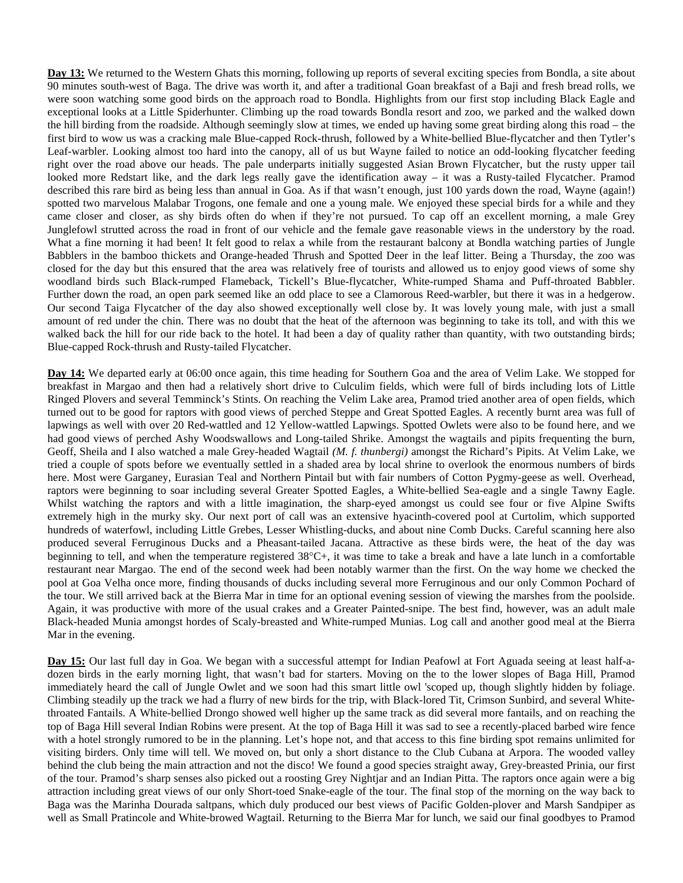**Day 13:** We returned to the Western Ghats this morning, following up reports of several exciting species from Bondla, a site about 90 minutes south-west of Baga. The drive was worth it, and after a traditional Goan breakfast of a Baji and fresh bread rolls, we were soon watching some good birds on the approach road to Bondla. Highlights from our first stop including Black Eagle and exceptional looks at a Little Spiderhunter. Climbing up the road towards Bondla resort and zoo, we parked and the walked down the hill birding from the roadside. Although seemingly slow at times, we ended up having some great birding along this road – the first bird to wow us was a cracking male Blue-capped Rock-thrush, followed by a White-bellied Blue-flycatcher and then Tytler's Leaf-warbler. Looking almost too hard into the canopy, all of us but Wayne failed to notice an odd-looking flycatcher feeding right over the road above our heads. The pale underparts initially suggested Asian Brown Flycatcher, but the rusty upper tail looked more Redstart like, and the dark legs really gave the identification away – it was a Rusty-tailed Flycatcher. Pramod described this rare bird as being less than annual in Goa. As if that wasn't enough, just 100 yards down the road, Wayne (again!) spotted two marvelous Malabar Trogons, one female and one a young male. We enjoyed these special birds for a while and they came closer and closer, as shy birds often do when if they're not pursued. To cap off an excellent morning, a male Grey Junglefowl strutted across the road in front of our vehicle and the female gave reasonable views in the understory by the road. What a fine morning it had been! It felt good to relax a while from the restaurant balcony at Bondla watching parties of Jungle Babblers in the bamboo thickets and Orange-headed Thrush and Spotted Deer in the leaf litter. Being a Thursday, the zoo was closed for the day but this ensured that the area was relatively free of tourists and allowed us to enjoy good views of some shy woodland birds such Black-rumped Flameback, Tickell's Blue-flycatcher, White-rumped Shama and Puff-throated Babbler. Further down the road, an open park seemed like an odd place to see a Clamorous Reed-warbler, but there it was in a hedgerow. Our second Taiga Flycatcher of the day also showed exceptionally well close by. It was lovely young male, with just a small amount of red under the chin. There was no doubt that the heat of the afternoon was beginning to take its toll, and with this we walked back the hill for our ride back to the hotel. It had been a day of quality rather than quantity, with two outstanding birds; Blue-capped Rock-thrush and Rusty-tailed Flycatcher.

**Day 14:** We departed early at 06:00 once again, this time heading for Southern Goa and the area of Velim Lake. We stopped for breakfast in Margao and then had a relatively short drive to Culculim fields, which were full of birds including lots of Little Ringed Plovers and several Temminck's Stints. On reaching the Velim Lake area, Pramod tried another area of open fields, which turned out to be good for raptors with good views of perched Steppe and Great Spotted Eagles. A recently burnt area was full of lapwings as well with over 20 Red-wattled and 12 Yellow-wattled Lapwings. Spotted Owlets were also to be found here, and we had good views of perched Ashy Woodswallows and Long-tailed Shrike. Amongst the wagtails and pipits frequenting the burn, Geoff, Sheila and I also watched a male Grey-headed Wagtail *(M. f. thunbergi)* amongst the Richard's Pipits. At Velim Lake, we tried a couple of spots before we eventually settled in a shaded area by local shrine to overlook the enormous numbers of birds here. Most were Garganey, Eurasian Teal and Northern Pintail but with fair numbers of Cotton Pygmy-geese as well. Overhead, raptors were beginning to soar including several Greater Spotted Eagles, a White-bellied Sea-eagle and a single Tawny Eagle. Whilst watching the raptors and with a little imagination, the sharp-eyed amongst us could see four or five Alpine Swifts extremely high in the murky sky. Our next port of call was an extensive hyacinth-covered pool at Curtolim, which supported hundreds of waterfowl, including Little Grebes, Lesser Whistling-ducks, and about nine Comb Ducks. Careful scanning here also produced several Ferruginous Ducks and a Pheasant-tailed Jacana. Attractive as these birds were, the heat of the day was beginning to tell, and when the temperature registered 38°C+, it was time to take a break and have a late lunch in a comfortable restaurant near Margao. The end of the second week had been notably warmer than the first. On the way home we checked the pool at Goa Velha once more, finding thousands of ducks including several more Ferruginous and our only Common Pochard of the tour. We still arrived back at the Bierra Mar in time for an optional evening session of viewing the marshes from the poolside. Again, it was productive with more of the usual crakes and a Greater Painted-snipe. The best find, however, was an adult male Black-headed Munia amongst hordes of Scaly-breasted and White-rumped Munias. Log call and another good meal at the Bierra Mar in the evening.

**Day 15:** Our last full day in Goa. We began with a successful attempt for Indian Peafowl at Fort Aguada seeing at least half-a-dozen birds in the early morning light, that wasn't bad for starters. Moving on the to the lower slopes of Baga Hill, Pramod immediately heard the call of Jungle Owlet and we soon had this smart little owl 'scoped up, though slightly hidden by foliage. Climbing steadily up the track we had a flurry of new birds for the trip, with Black-lored Tit, Crimson Sunbird, and several White-throated Fantails. A White-bellied Drongo showed well higher up the same track as did several more fantails, and on reaching the top of Baga Hill several Indian Robins were present. At the top of Baga Hill it was sad to see a recently-placed barbed wire fence with a hotel strongly rumored to be in the planning. Let's hope not, and that access to this fine birding spot remains unlimited for visiting birders. Only time will tell. We moved on, but only a short distance to the Club Cubana at Arpora. The wooded valley behind the club being the main attraction and not the disco! We found a good species straight away, Grey-breasted Prinia, our first of the tour. Pramod's sharp senses also picked out a roosting Grey Nightjar and an Indian Pitta. The raptors once again were a big attraction including great views of our only Short-toed Snake-eagle of the tour. The final stop of the morning on the way back to Baga was the Marinha Dourada saltpans, which duly produced our best views of Pacific Golden-plover and Marsh Sandpiper as well as Small Pratincole and White-browed Wagtail. Returning to the Bierra Mar for lunch, we said our final goodbyes to Pramod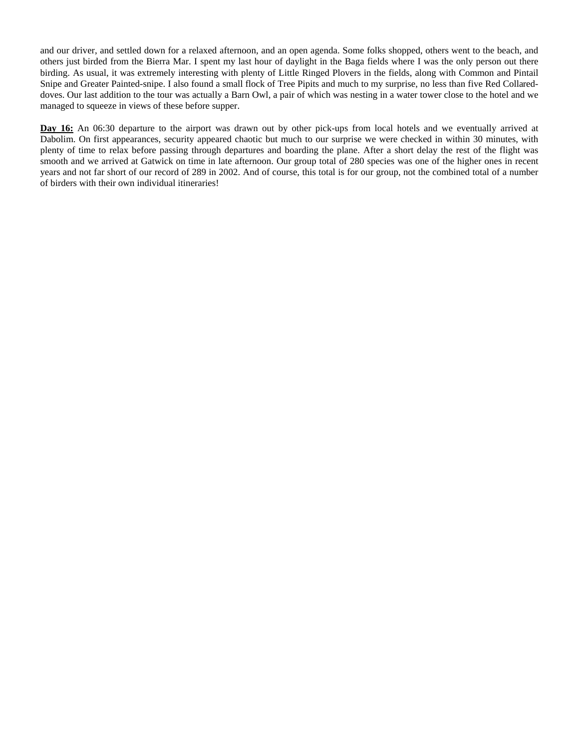and our driver, and settled down for a relaxed afternoon, and an open agenda. Some folks shopped, others went to the beach, and others just birded from the Bierra Mar. I spent my last hour of daylight in the Baga fields where I was the only person out there birding. As usual, it was extremely interesting with plenty of Little Ringed Plovers in the fields, along with Common and Pintail Snipe and Greater Painted-snipe. I also found a small flock of Tree Pipits and much to my surprise, no less than five Red Collared-doves. Our last addition to the tour was actually a Barn Owl, a pair of which was nesting in a water tower close to the hotel and we managed to squeeze in views of these before supper.

**Day 16:** An 06:30 departure to the airport was drawn out by other pick-ups from local hotels and we eventually arrived at Dabolim. On first appearances, security appeared chaotic but much to our surprise we were checked in within 30 minutes, with plenty of time to relax before passing through departures and boarding the plane. After a short delay the rest of the flight was smooth and we arrived at Gatwick on time in late afternoon. Our group total of 280 species was one of the higher ones in recent years and not far short of our record of 289 in 2002. And of course, this total is for our group, not the combined total of a number of birders with their own individual itineraries!